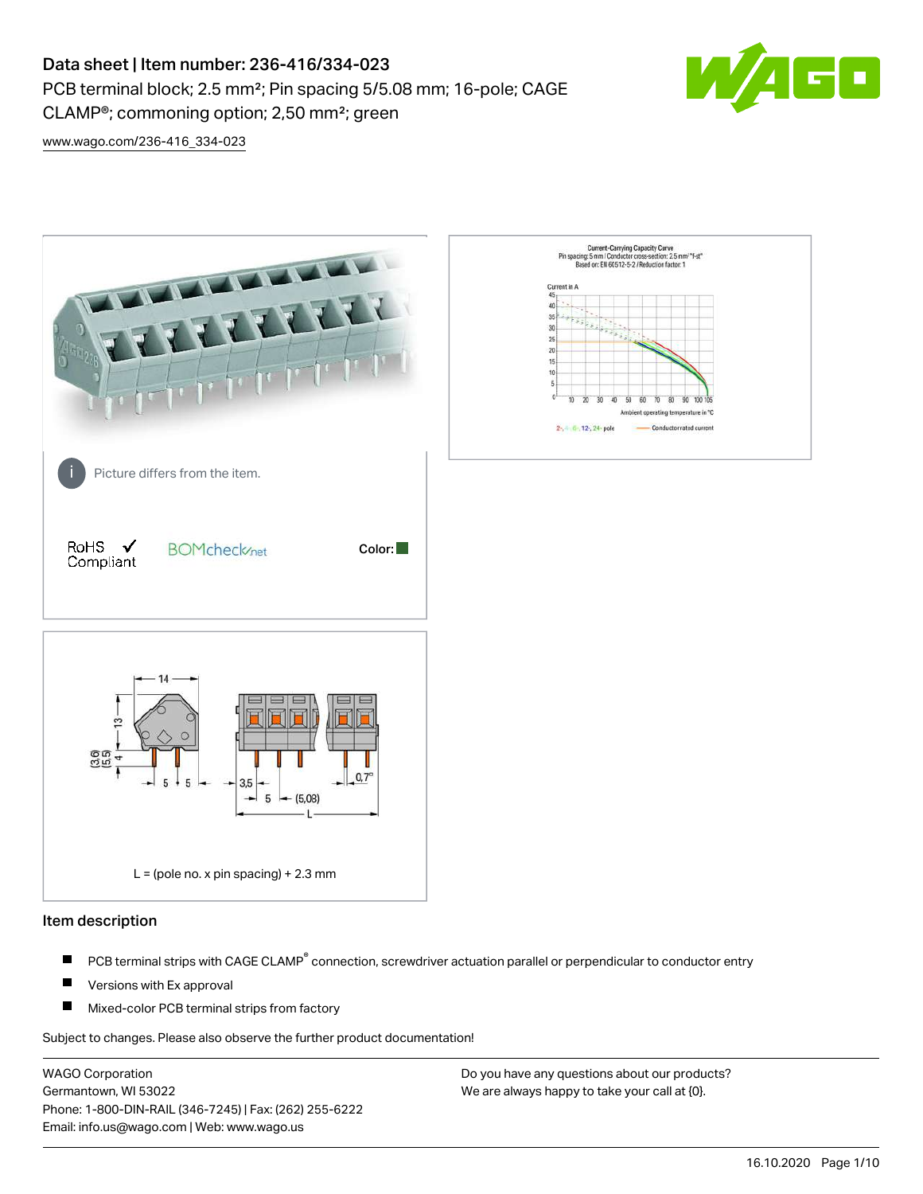# Data sheet | Item number: 236-416/334-023

PCB terminal block; 2.5 mm²; Pin spacing 5/5.08 mm; 16-pole; CAGE CLAMP®; commoning option; 2,50 mm²; green

www.wago.com/236-416_334-023

Picture differs from the item.

RoHS ✓ Compliant

BOMcheck.net

Color:

L = (pole no. x pin spacing) + 2.3 mm

## Item description

- PCB terminal strips with CAGE CLAMP® connection, screwdriver actuation parallel or perpendicular to conductor entry
- Versions with Ex approval
- Mixed-color PCB terminal strips from factory

Subject to changes. Please also observe the further product documentation!

WAGO Corporation
Germantown, WI 53022
Phone: 1-800-DIN-RAIL (346-7245) | Fax: (262) 255-6222
Email: info.us@wago.com | Web: www.wago.us

Do you have any questions about our products?
We are always happy to take your call at {0}.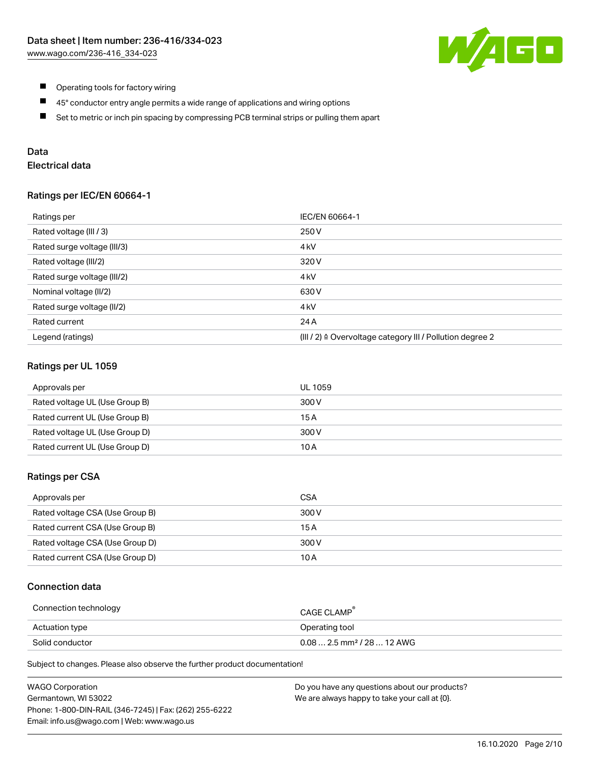- Operating tools for factory wiring
- 45° conductor entry angle permits a wide range of applications and wiring options
- Set to metric or inch pin spacing by compressing PCB terminal strips or pulling them apart

## Data

### Electrical data

#### Ratings per IEC/EN 60664-1

| Ratings per | IEC/EN 60664-1 |
| --- | --- |
| Rated voltage (III / 3) | 250 V |
| Rated surge voltage (III/3) | 4 kV |
| Rated voltage (III/2) | 320 V |
| Rated surge voltage (III/2) | 4 kV |
| Nominal voltage (II/2) | 630 V |
| Rated surge voltage (II/2) | 4 kV |
| Rated current | 24 A |
| Legend (ratings) | (III / 2) ≙ Overvoltage category III / Pollution degree 2 |

#### Ratings per UL 1059

| Approvals per | UL 1059 |
| --- | --- |
| Rated voltage UL (Use Group B) | 300 V |
| Rated current UL (Use Group B) | 15 A |
| Rated voltage UL (Use Group D) | 300 V |
| Rated current UL (Use Group D) | 10 A |

#### Ratings per CSA

| Approvals per | CSA |
| --- | --- |
| Rated voltage CSA (Use Group B) | 300 V |
| Rated current CSA (Use Group B) | 15 A |
| Rated voltage CSA (Use Group D) | 300 V |
| Rated current CSA (Use Group D) | 10 A |

### Connection data

| Connection technology | CAGE CLAMP® |
| --- | --- |
| Actuation type | Operating tool |
| Solid conductor | 0.08 … 2.5 mm² / 28 … 12 AWG |

Subject to changes. Please also observe the further product documentation!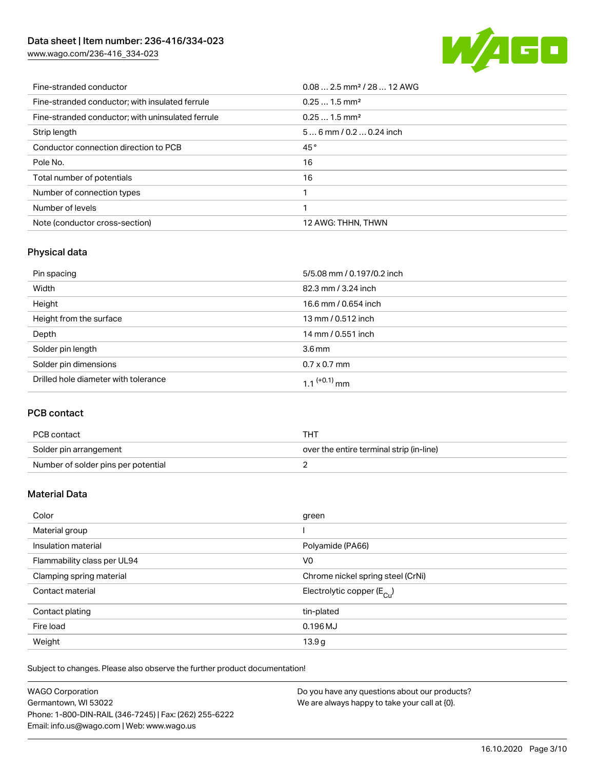| | |
|---|---|
| Fine-stranded conductor | 0.08 … 2.5 mm² / 28 … 12 AWG |
| Fine-stranded conductor; with insulated ferrule | 0.25 … 1.5 mm² |
| Fine-stranded conductor; with uninsulated ferrule | 0.25 … 1.5 mm² |
| Strip length | 5 … 6 mm / 0.2 … 0.24 inch |
| Conductor connection direction to PCB | 45 ° |
| Pole No. | 16 |
| Total number of potentials | 16 |
| Number of connection types | 1 |
| Number of levels | 1 |
| Note (conductor cross-section) | 12 AWG: THHN, THWN |

## Physical data

| | |
|---|---|
| Pin spacing | 5/5.08 mm / 0.197/0.2 inch |
| Width | 82.3 mm / 3.24 inch |
| Height | 16.6 mm / 0.654 inch |
| Height from the surface | 13 mm / 0.512 inch |
| Depth | 14 mm / 0.551 inch |
| Solder pin length | 3.6 mm |
| Solder pin dimensions | 0.7 x 0.7 mm |
| Drilled hole diameter with tolerance | $1.1^{(+0.1)}$ mm |

## PCB contact

| | |
|---|---|
| PCB contact | THT |
| Solder pin arrangement | over the entire terminal strip (in-line) |
| Number of solder pins per potential | 2 |

## Material Data

| | |
|---|---|
| Color | green |
| Material group | I |
| Insulation material | Polyamide (PA66) |
| Flammability class per UL94 | V0 |
| Clamping spring material | Chrome nickel spring steel (CrNi) |
| Contact material | Electrolytic copper ($E_{Cu}$) |
| Contact plating | tin-plated |
| Fire load | 0.196 MJ |
| Weight | 13.9 g |

Subject to changes. Please also observe the further product documentation!

WAGO Corporation
Germantown, WI 53022
Phone: 1-800-DIN-RAIL (346-7245) | Fax: (262) 255-6222
Email: info.us@wago.com | Web: www.wago.us

Do you have any questions about our products?
We are always happy to take your call at {0}.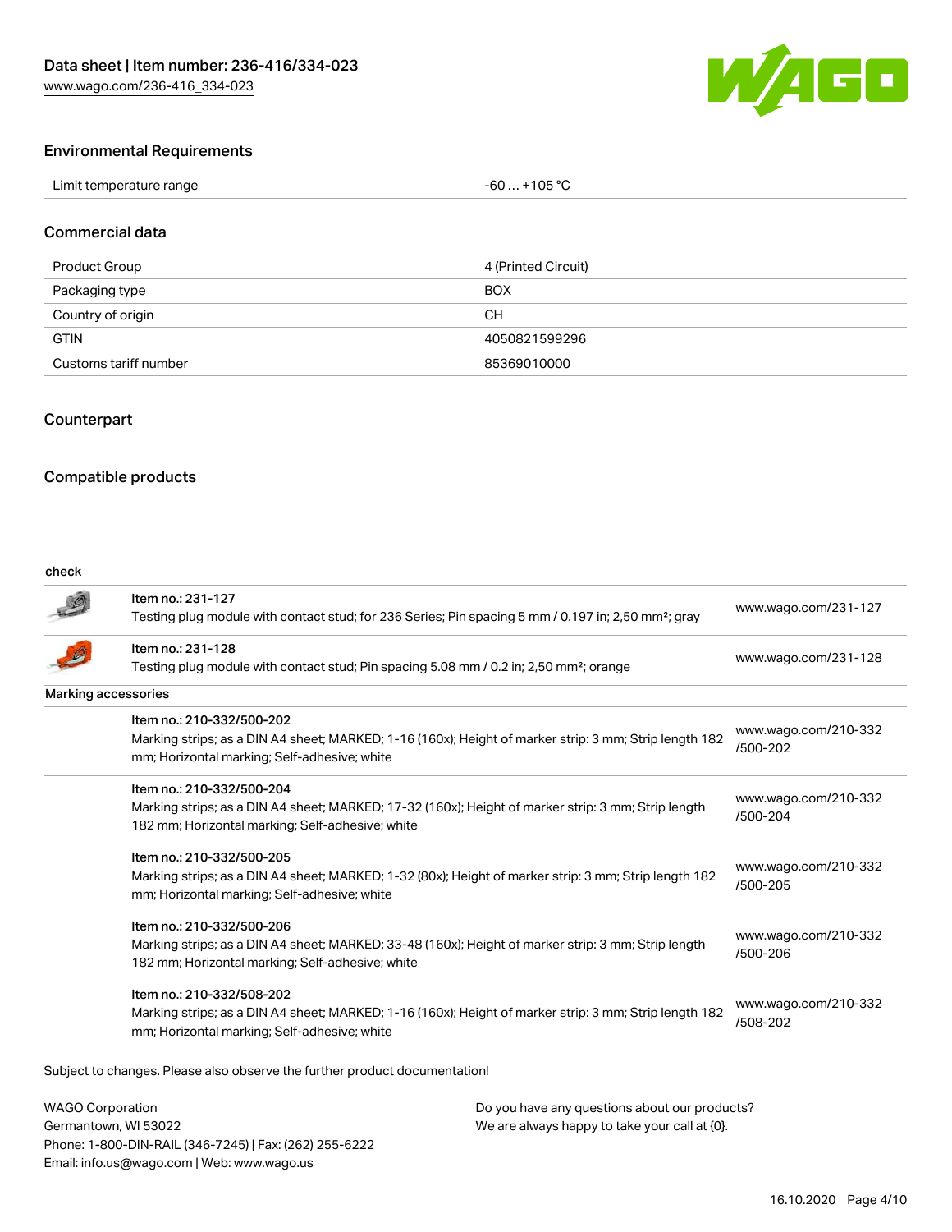## Environmental Requirements

| Limit temperature range | -60 … +105 °C |
| --- | --- |

## Commercial data

| Product Group | 4 (Printed Circuit) |
| --- | --- |
| Packaging type | BOX |
| Country of origin | CH |
| GTIN | 4050821599296 |
| Customs tariff number | 85369010000 |

## Counterpart

## Compatible products

check

| | | |
| --- | --- | --- |
| | Item no.: 231-127<br>Testing plug module with contact stud; for 236 Series; Pin spacing 5 mm / 0.197 in; 2,50 mm²; gray | www.wago.com/231-127 |
| | Item no.: 231-128<br>Testing plug module with contact stud; Pin spacing 5.08 mm / 0.2 in; 2,50 mm²; orange | www.wago.com/231-128 |

Marking accessories

| | | |
| --- | --- | --- |
| | Item no.: 210-332/500-202<br>Marking strips; as a DIN A4 sheet; MARKED; 1-16 (160x); Height of marker strip: 3 mm; Strip length 182 mm; Horizontal marking; Self-adhesive; white | www.wago.com/210-332/500-202 |
| | Item no.: 210-332/500-204<br>Marking strips; as a DIN A4 sheet; MARKED; 17-32 (160x); Height of marker strip: 3 mm; Strip length 182 mm; Horizontal marking; Self-adhesive; white | www.wago.com/210-332/500-204 |
| | Item no.: 210-332/500-205<br>Marking strips; as a DIN A4 sheet; MARKED; 1-32 (80x); Height of marker strip: 3 mm; Strip length 182 mm; Horizontal marking; Self-adhesive; white | www.wago.com/210-332/500-205 |
| | Item no.: 210-332/500-206<br>Marking strips; as a DIN A4 sheet; MARKED; 33-48 (160x); Height of marker strip: 3 mm; Strip length 182 mm; Horizontal marking; Self-adhesive; white | www.wago.com/210-332/500-206 |
| | Item no.: 210-332/508-202<br>Marking strips; as a DIN A4 sheet; MARKED; 1-16 (160x); Height of marker strip: 3 mm; Strip length 182 mm; Horizontal marking; Self-adhesive; white | www.wago.com/210-332/508-202 |

Subject to changes. Please also observe the further product documentation!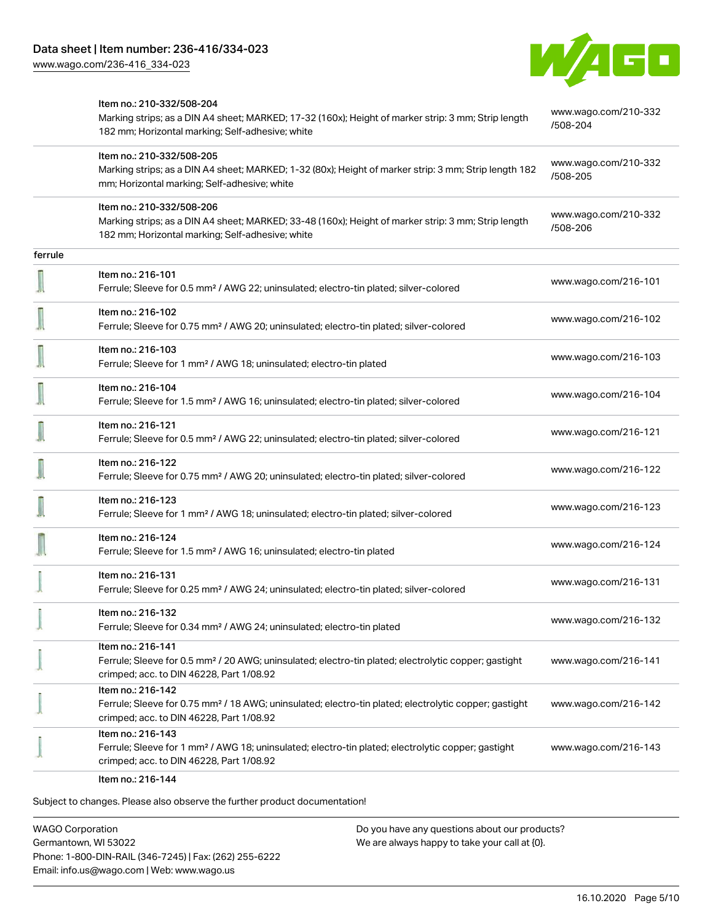| | | |
|---|---|---|
| | Item no.: 210-332/508-204<br>Marking strips; as a DIN A4 sheet; MARKED; 17-32 (160x); Height of marker strip: 3 mm; Strip length 182 mm; Horizontal marking; Self-adhesive; white | www.wago.com/210-332/508-204 |
| | Item no.: 210-332/508-205<br>Marking strips; as a DIN A4 sheet; MARKED; 1-32 (80x); Height of marker strip: 3 mm; Strip length 182 mm; Horizontal marking; Self-adhesive; white | www.wago.com/210-332/508-205 |
| | Item no.: 210-332/508-206<br>Marking strips; as a DIN A4 sheet; MARKED; 33-48 (160x); Height of marker strip: 3 mm; Strip length 182 mm; Horizontal marking; Self-adhesive; white | www.wago.com/210-332/508-206 |
| ferrule | | |
| | Item no.: 216-101<br>Ferrule; Sleeve for 0.5 mm² / AWG 22; uninsulated; electro-tin plated; silver-colored | www.wago.com/216-101 |
| | Item no.: 216-102<br>Ferrule; Sleeve for 0.75 mm² / AWG 20; uninsulated; electro-tin plated; silver-colored | www.wago.com/216-102 |
| | Item no.: 216-103<br>Ferrule; Sleeve for 1 mm² / AWG 18; uninsulated; electro-tin plated | www.wago.com/216-103 |
| | Item no.: 216-104<br>Ferrule; Sleeve for 1.5 mm² / AWG 16; uninsulated; electro-tin plated; silver-colored | www.wago.com/216-104 |
| | Item no.: 216-121<br>Ferrule; Sleeve for 0.5 mm² / AWG 22; uninsulated; electro-tin plated; silver-colored | www.wago.com/216-121 |
| | Item no.: 216-122<br>Ferrule; Sleeve for 0.75 mm² / AWG 20; uninsulated; electro-tin plated; silver-colored | www.wago.com/216-122 |
| | Item no.: 216-123<br>Ferrule; Sleeve for 1 mm² / AWG 18; uninsulated; electro-tin plated; silver-colored | www.wago.com/216-123 |
| | Item no.: 216-124<br>Ferrule; Sleeve for 1.5 mm² / AWG 16; uninsulated; electro-tin plated | www.wago.com/216-124 |
| | Item no.: 216-131<br>Ferrule; Sleeve for 0.25 mm² / AWG 24; uninsulated; electro-tin plated; silver-colored | www.wago.com/216-131 |
| | Item no.: 216-132<br>Ferrule; Sleeve for 0.34 mm² / AWG 24; uninsulated; electro-tin plated | www.wago.com/216-132 |
| | Item no.: 216-141<br>Ferrule; Sleeve for 0.5 mm² / 20 AWG; uninsulated; electro-tin plated; electrolytic copper; gastight crimped; acc. to DIN 46228, Part 1/08.92 | www.wago.com/216-141 |
| | Item no.: 216-142<br>Ferrule; Sleeve for 0.75 mm² / 18 AWG; uninsulated; electro-tin plated; electrolytic copper; gastight crimped; acc. to DIN 46228, Part 1/08.92 | www.wago.com/216-142 |
| | Item no.: 216-143<br>Ferrule; Sleeve for 1 mm² / AWG 18; uninsulated; electro-tin plated; electrolytic copper; gastight crimped; acc. to DIN 46228, Part 1/08.92 | www.wago.com/216-143 |
| | Item no.: 216-144 | |

Subject to changes. Please also observe the further product documentation!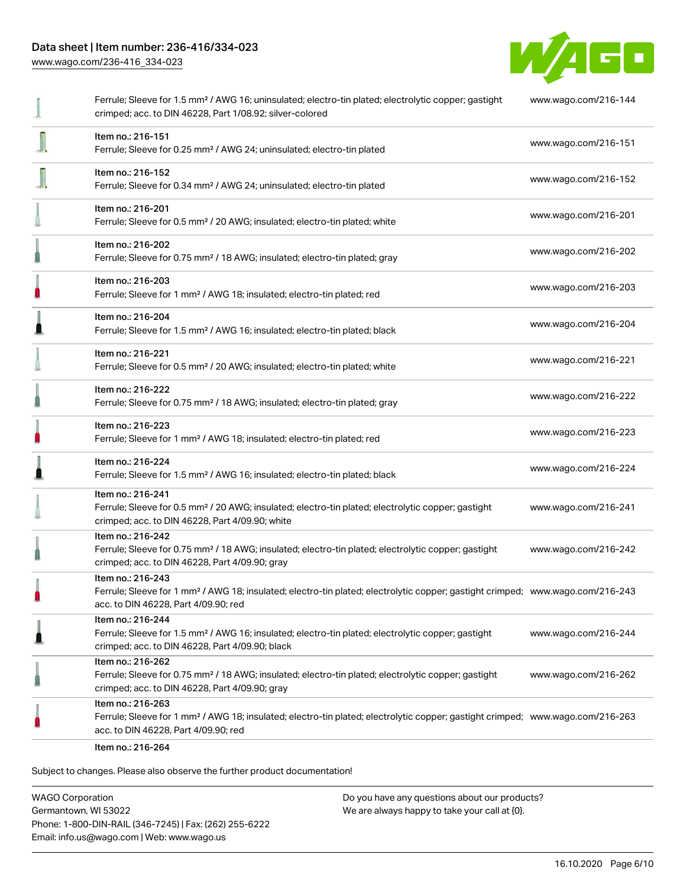| | | |
|---|---|---|
| | Ferrule; Sleeve for 1.5 mm² / AWG 16; uninsulated; electro-tin plated; electrolytic copper; gastight crimped; acc. to DIN 46228, Part 1/08.92; silver-colored | www.wago.com/216-144 |
| | Item no.: 216-151<br>Ferrule; Sleeve for 0.25 mm² / AWG 24; uninsulated; electro-tin plated | www.wago.com/216-151 |
| | Item no.: 216-152<br>Ferrule; Sleeve for 0.34 mm² / AWG 24; uninsulated; electro-tin plated | www.wago.com/216-152 |
| | Item no.: 216-201<br>Ferrule; Sleeve for 0.5 mm² / 20 AWG; insulated; electro-tin plated; white | www.wago.com/216-201 |
| | Item no.: 216-202<br>Ferrule; Sleeve for 0.75 mm² / 18 AWG; insulated; electro-tin plated; gray | www.wago.com/216-202 |
| | Item no.: 216-203<br>Ferrule; Sleeve for 1 mm² / AWG 18; insulated; electro-tin plated; red | www.wago.com/216-203 |
| | Item no.: 216-204<br>Ferrule; Sleeve for 1.5 mm² / AWG 16; insulated; electro-tin plated; black | www.wago.com/216-204 |
| | Item no.: 216-221<br>Ferrule; Sleeve for 0.5 mm² / 20 AWG; insulated; electro-tin plated; white | www.wago.com/216-221 |
| | Item no.: 216-222<br>Ferrule; Sleeve for 0.75 mm² / 18 AWG; insulated; electro-tin plated; gray | www.wago.com/216-222 |
| | Item no.: 216-223<br>Ferrule; Sleeve for 1 mm² / AWG 18; insulated; electro-tin plated; red | www.wago.com/216-223 |
| | Item no.: 216-224<br>Ferrule; Sleeve for 1.5 mm² / AWG 16; insulated; electro-tin plated; black | www.wago.com/216-224 |
| | Item no.: 216-241<br>Ferrule; Sleeve for 0.5 mm² / 20 AWG; insulated; electro-tin plated; electrolytic copper; gastight crimped; acc. to DIN 46228, Part 4/09.90; white | www.wago.com/216-241 |
| | Item no.: 216-242<br>Ferrule; Sleeve for 0.75 mm² / 18 AWG; insulated; electro-tin plated; electrolytic copper; gastight crimped; acc. to DIN 46228, Part 4/09.90; gray | www.wago.com/216-242 |
| | Item no.: 216-243<br>Ferrule; Sleeve for 1 mm² / AWG 18; insulated; electro-tin plated; electrolytic copper; gastight crimped; acc. to DIN 46228, Part 4/09.90; red | www.wago.com/216-243 |
| | Item no.: 216-244<br>Ferrule; Sleeve for 1.5 mm² / AWG 16; insulated; electro-tin plated; electrolytic copper; gastight crimped; acc. to DIN 46228, Part 4/09.90; black | www.wago.com/216-244 |
| | Item no.: 216-262<br>Ferrule; Sleeve for 0.75 mm² / 18 AWG; insulated; electro-tin plated; electrolytic copper; gastight crimped; acc. to DIN 46228, Part 4/09.90; gray | www.wago.com/216-262 |
| | Item no.: 216-263<br>Ferrule; Sleeve for 1 mm² / AWG 18; insulated; electro-tin plated; electrolytic copper; gastight crimped; acc. to DIN 46228, Part 4/09.90; red | www.wago.com/216-263 |
| | Item no.: 216-264 | |

Subject to changes. Please also observe the further product documentation!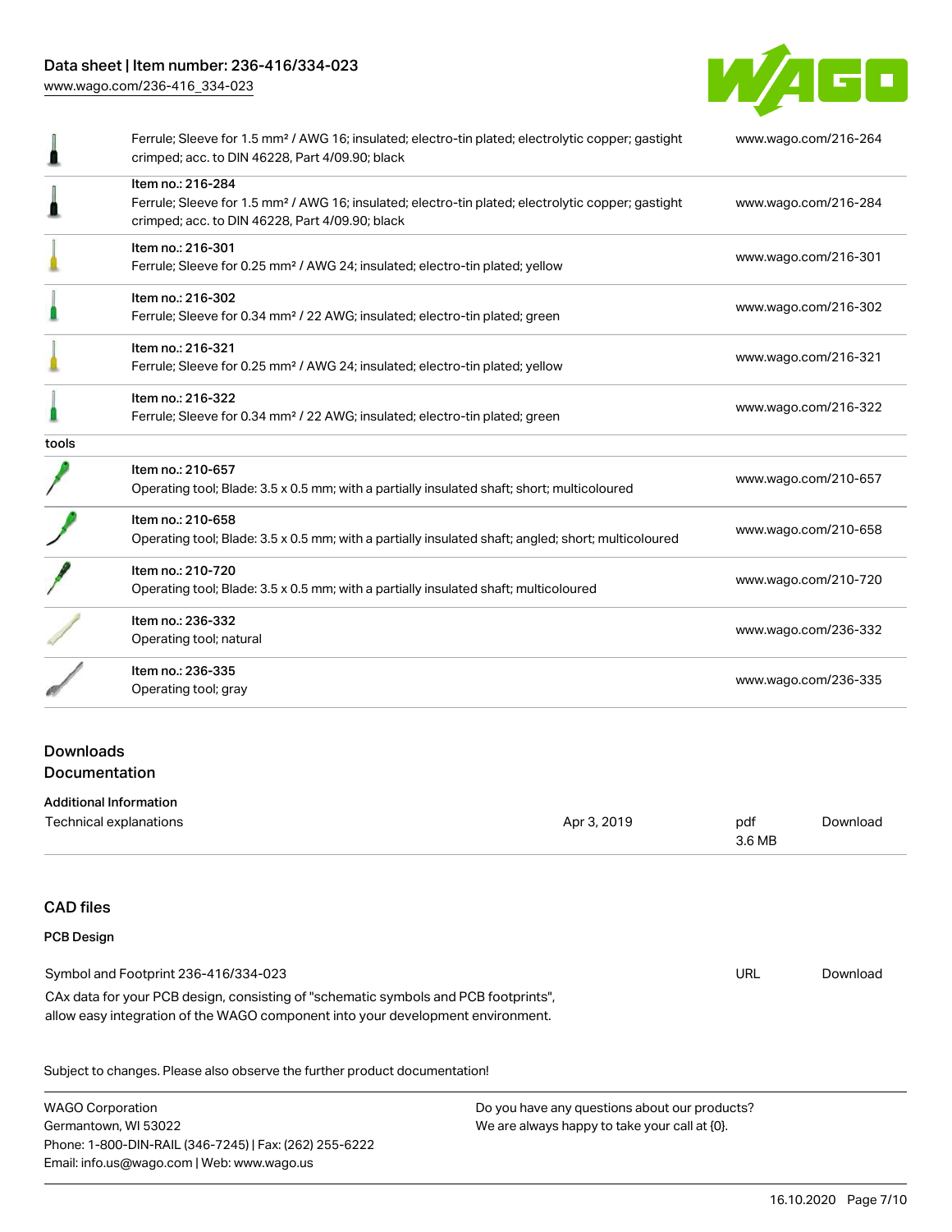| | | |
|---|---|---|
| | Ferrule; Sleeve for 1.5 mm² / AWG 16; insulated; electro-tin plated; electrolytic copper; gastight crimped; acc. to DIN 46228, Part 4/09.90; black | www.wago.com/216-264 |
| | Item no.: 216-284<br>Ferrule; Sleeve for 1.5 mm² / AWG 16; insulated; electro-tin plated; electrolytic copper; gastight crimped; acc. to DIN 46228, Part 4/09.90; black | www.wago.com/216-284 |
| | Item no.: 216-301<br>Ferrule; Sleeve for 0.25 mm² / AWG 24; insulated; electro-tin plated; yellow | www.wago.com/216-301 |
| | Item no.: 216-302<br>Ferrule; Sleeve for 0.34 mm² / 22 AWG; insulated; electro-tin plated; green | www.wago.com/216-302 |
| | Item no.: 216-321<br>Ferrule; Sleeve for 0.25 mm² / AWG 24; insulated; electro-tin plated; yellow | www.wago.com/216-321 |
| | Item no.: 216-322<br>Ferrule; Sleeve for 0.34 mm² / 22 AWG; insulated; electro-tin plated; green | www.wago.com/216-322 |
| tools | | |
| | Item no.: 210-657<br>Operating tool; Blade: 3.5 x 0.5 mm; with a partially insulated shaft; short; multicoloured | www.wago.com/210-657 |
| | Item no.: 210-658<br>Operating tool; Blade: 3.5 x 0.5 mm; with a partially insulated shaft; angled; short; multicoloured | www.wago.com/210-658 |
| | Item no.: 210-720<br>Operating tool; Blade: 3.5 x 0.5 mm; with a partially insulated shaft; multicoloured | www.wago.com/210-720 |
| | Item no.: 236-332<br>Operating tool; natural | www.wago.com/236-332 |
| | Item no.: 236-335<br>Operating tool; gray | www.wago.com/236-335 |

## Downloads
## Documentation

**Additional Information**

| | | | |
|---|---|---|---|
| Technical explanations | Apr 3, 2019 | pdf<br>3.6 MB | Download |

## CAD files

**PCB Design**

| | | |
|---|---|---|
| Symbol and Footprint 236-416/334-023 | URL | Download |

CAx data for your PCB design, consisting of "schematic symbols and PCB footprints", allow easy integration of the WAGO component into your development environment.

Subject to changes. Please also observe the further product documentation!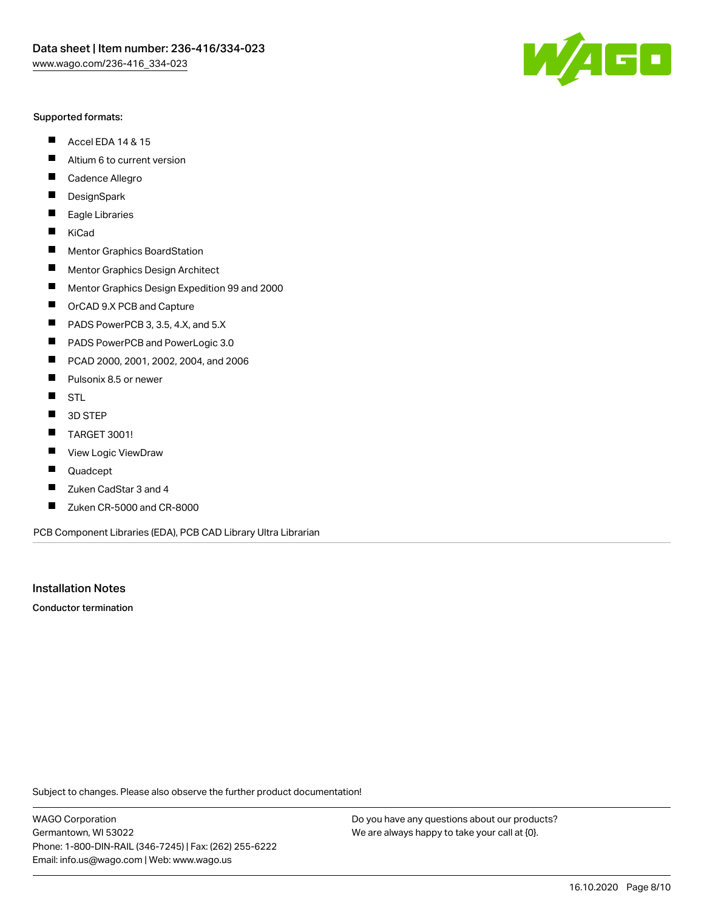Supported formats:

- Accel EDA 14 & 15
- Altium 6 to current version
- Cadence Allegro
- DesignSpark
- Eagle Libraries
- KiCad
- Mentor Graphics BoardStation
- Mentor Graphics Design Architect
- Mentor Graphics Design Expedition 99 and 2000
- OrCAD 9.X PCB and Capture
- PADS PowerPCB 3, 3.5, 4.X, and 5.X
- PADS PowerPCB and PowerLogic 3.0
- PCAD 2000, 2001, 2002, 2004, and 2006
- Pulsonix 8.5 or newer
- STL
- 3D STEP
- TARGET 3001!
- View Logic ViewDraw
- Quadcept
- Zuken CadStar 3 and 4
- Zuken CR-5000 and CR-8000

PCB Component Libraries (EDA), PCB CAD Library Ultra Librarian

## Installation Notes

**Conductor termination**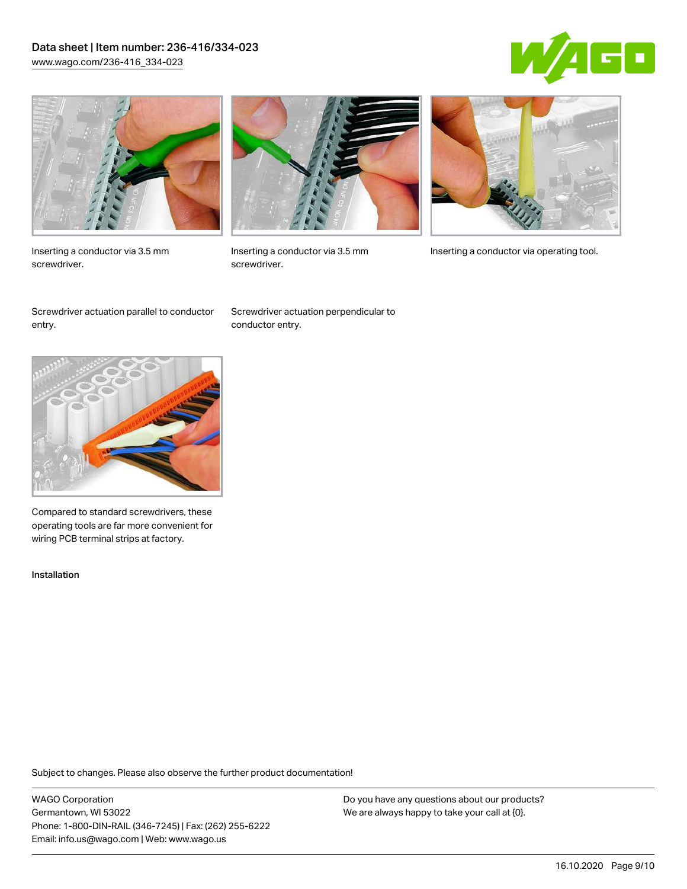Inserting a conductor via 3.5 mm screwdriver.

Inserting a conductor via 3.5 mm screwdriver.

Inserting a conductor via operating tool.

Screwdriver actuation parallel to conductor entry.

Screwdriver actuation perpendicular to conductor entry.

Compared to standard screwdrivers, these operating tools are far more convenient for wiring PCB terminal strips at factory.

Installation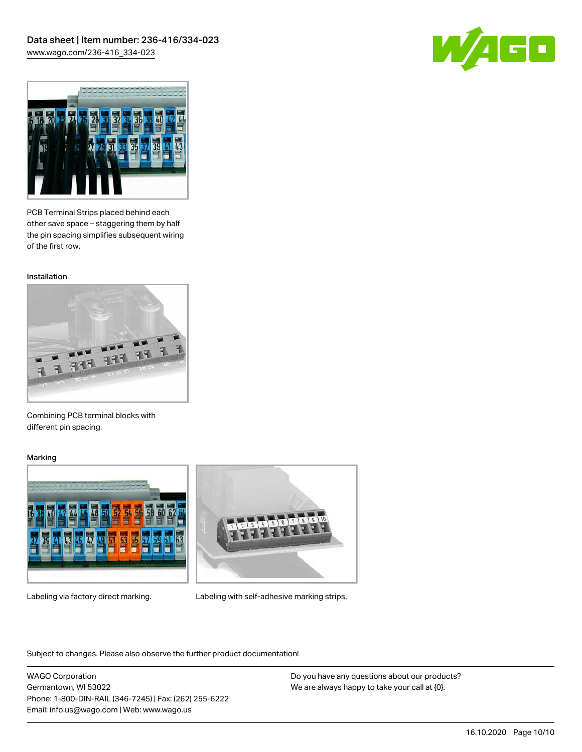PCB Terminal Strips placed behind each other save space – staggering them by half the pin spacing simplifies subsequent wiring of the first row.

### Installation

Combining PCB terminal blocks with different pin spacing.

### Marking

Labeling via factory direct marking.

Labeling with self-adhesive marking strips.

Subject to changes. Please also observe the further product documentation!

WAGO Corporation
Germantown, WI 53022
Phone: 1-800-DIN-RAIL (346-7245) | Fax: (262) 255-6222
Email: info.us@wago.com | Web: www.wago.us

Do you have any questions about our products?
We are always happy to take your call at {0}.